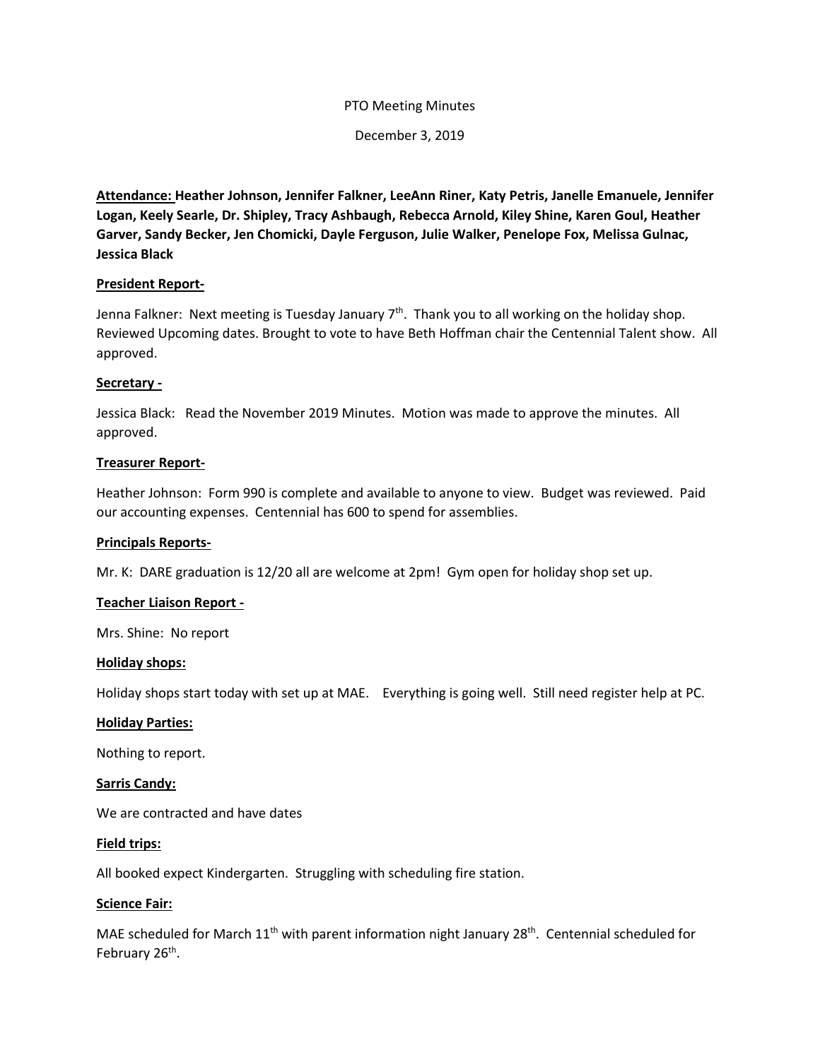PTO Meeting Minutes

December 3, 2019

**<u>Attendance:</u> Heather Johnson, Jennifer Falkner, LeeAnn Riner, Katy Petris, Janelle Emanuele, Jennifer Logan, Keely Searle, Dr. Shipley, Tracy Ashbaugh, Rebecca Arnold, Kiley Shine, Karen Goul, Heather Garver, Sandy Becker, Jen Chomicki, Dayle Ferguson, Julie Walker, Penelope Fox, Melissa Gulnac, Jessica Black**

**<u>President Report-</u>**

Jenna Falkner: Next meeting is Tuesday January 7th. Thank you to all working on the holiday shop. Reviewed Upcoming dates. Brought to vote to have Beth Hoffman chair the Centennial Talent show. All approved.

**<u>Secretary -</u>**

Jessica Black: Read the November 2019 Minutes. Motion was made to approve the minutes. All approved.

**<u>Treasurer Report-</u>**

Heather Johnson: Form 990 is complete and available to anyone to view. Budget was reviewed. Paid our accounting expenses. Centennial has 600 to spend for assemblies.

**<u>Principals Reports-</u>**

Mr. K: DARE graduation is 12/20 all are welcome at 2pm! Gym open for holiday shop set up.

**<u>Teacher Liaison Report -</u>**

Mrs. Shine: No report

**<u>Holiday shops:</u>**

Holiday shops start today with set up at MAE. Everything is going well. Still need register help at PC.

**<u>Holiday Parties:</u>**

Nothing to report.

**<u>Sarris Candy:</u>**

We are contracted and have dates

**<u>Field trips:</u>**

All booked expect Kindergarten. Struggling with scheduling fire station.

**<u>Science Fair:</u>**

MAE scheduled for March 11th with parent information night January 28th. Centennial scheduled for February 26th.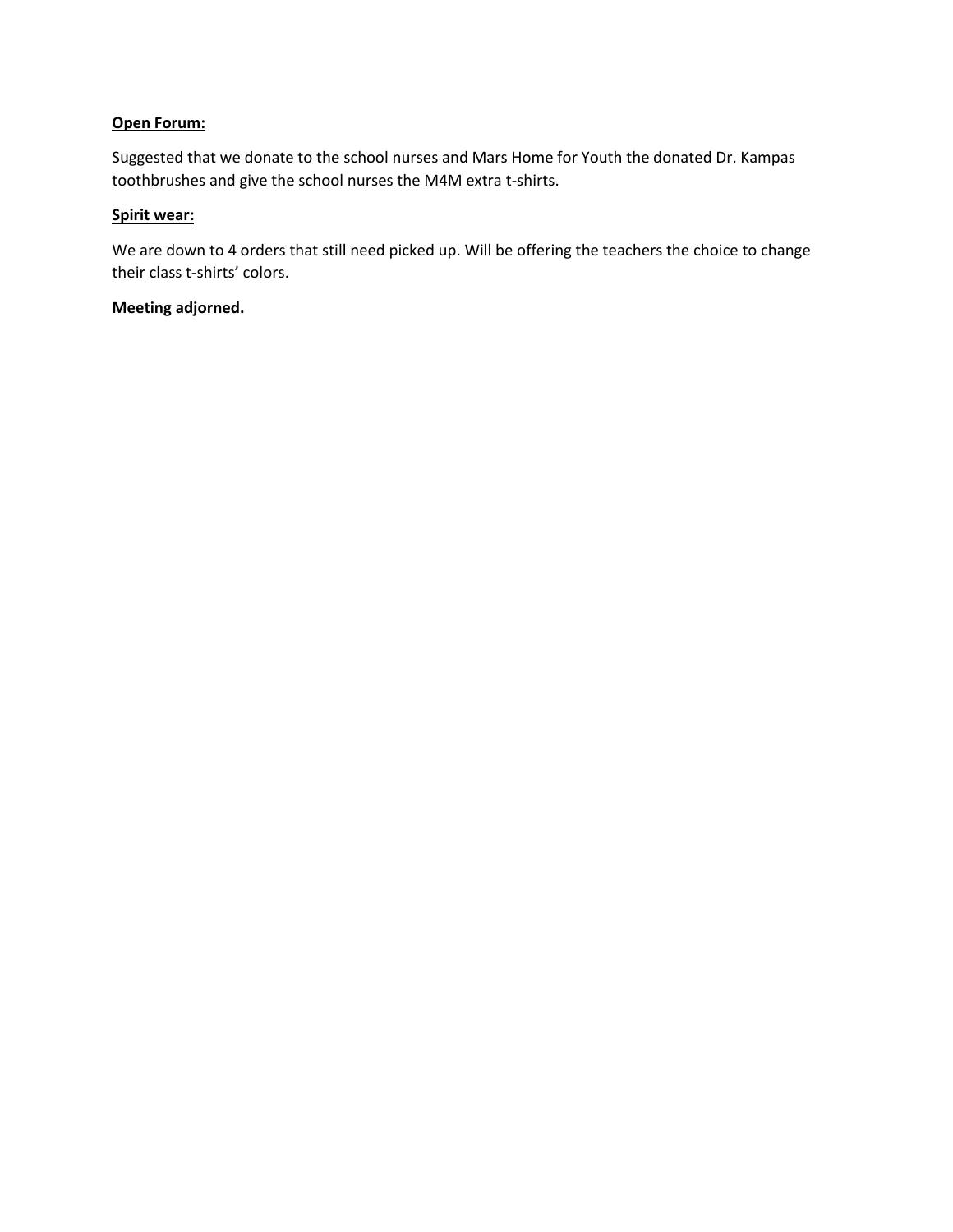**Open Forum:**

Suggested that we donate to the school nurses and Mars Home for Youth the donated Dr. Kampas toothbrushes and give the school nurses the M4M extra t-shirts.

**Spirit wear:**

We are down to 4 orders that still need picked up. Will be offering the teachers the choice to change their class t-shirts' colors.

**Meeting adjorned.**